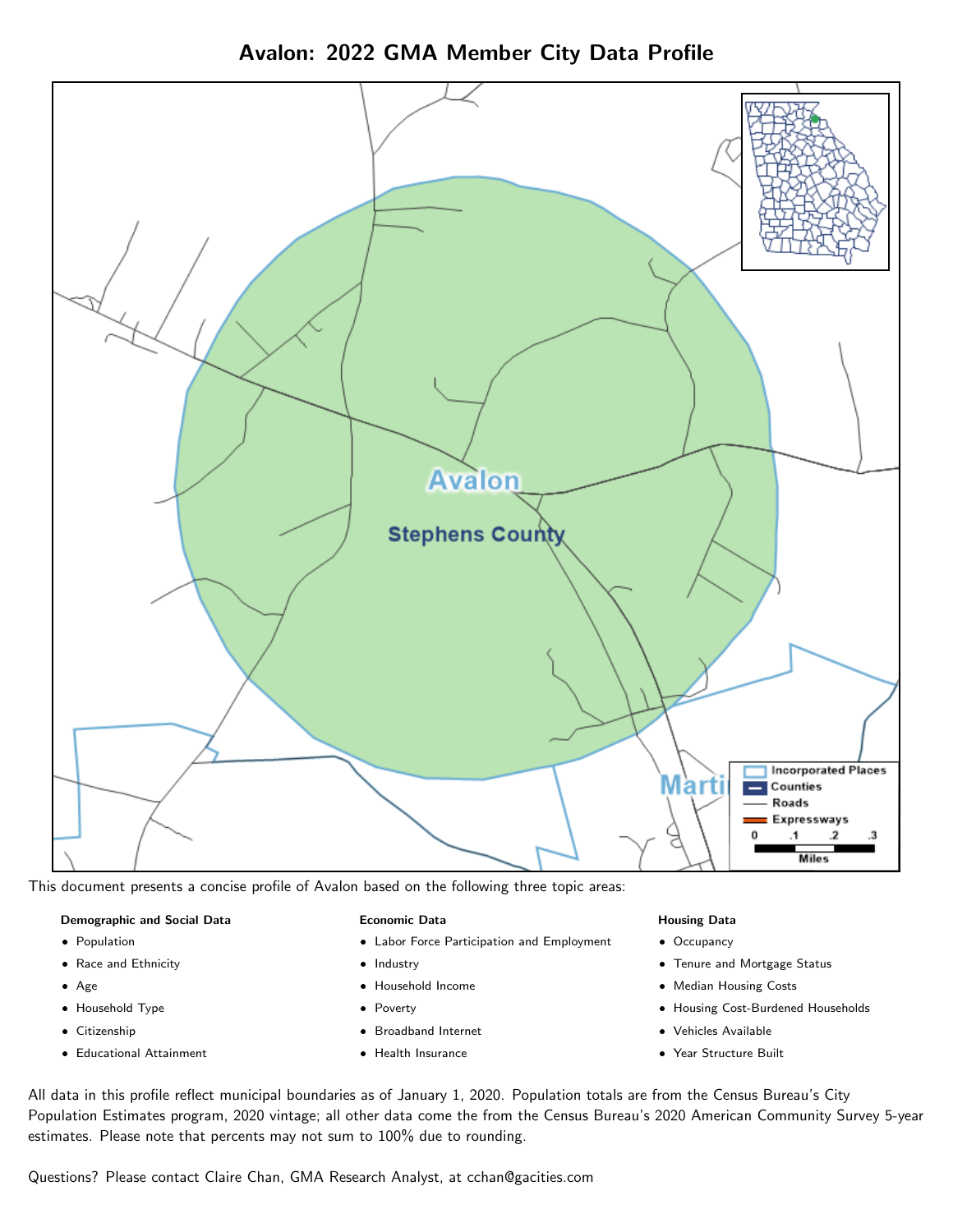# Avalon: 2022 GMA Member City Data Profile

This document presents a concise profile of Avalon based on the following three topic areas:

**Demographic and Social Data**

- Population
- Race and Ethnicity
- Age
- Household Type
- Citizenship
- Educational Attainment

**Economic Data**

- Labor Force Participation and Employment
- Industry
- Household Income
- Poverty
- Broadband Internet
- Health Insurance

**Housing Data**

- Occupancy
- Tenure and Mortgage Status
- Median Housing Costs
- Housing Cost-Burdened Households
- Vehicles Available
- Year Structure Built

All data in this profile reflect municipal boundaries as of January 1, 2020. Population totals are from the Census Bureau's City Population Estimates program, 2020 vintage; all other data come the from the Census Bureau's 2020 American Community Survey 5-year estimates. Please note that percents may not sum to 100% due to rounding.

Questions? Please contact Claire Chan, GMA Research Analyst, at cchan@gacities.com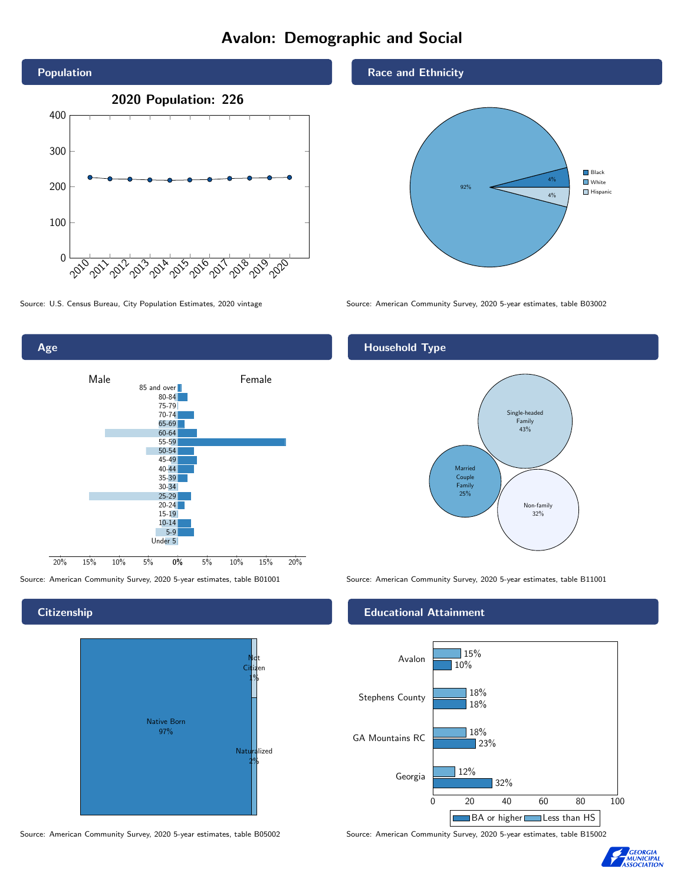# Avalon: Demographic and Social

## Population

**2020 Population: 226**

Source: U.S. Census Bureau, City Population Estimates, 2020 vintage

## Race and Ethnicity

| Race/Ethnicity | Percent |
| --- | --- |
| Black | 4% |
| White | 92% |
| Hispanic | 4% |

Source: American Community Survey, 2020 5-year estimates, table B03002

## Age

Male / Female

85 and over, 80-84, 75-79, 70-74, 65-69, 60-64, 55-59, 50-54, 45-49, 40-44, 35-39, 30-34, 25-29, 20-24, 15-19, 10-14, 5-9, Under 5

Source: American Community Survey, 2020 5-year estimates, table B01001

## Household Type

| Household Type | Percent |
| --- | --- |
| Single-headed Family | 43% |
| Married Couple Family | 25% |
| Non-family | 32% |

Source: American Community Survey, 2020 5-year estimates, table B11001

## Citizenship

| Citizenship | Percent |
| --- | --- |
| Native Born | 97% |
| Not Citizen | 1% |
| Naturalized | 2% |

Source: American Community Survey, 2020 5-year estimates, table B05002

## Educational Attainment

| Area | Less than HS | BA or higher |
| --- | --- | --- |
| Avalon | 15% | 10% |
| Stephens County | 18% | 18% |
| GA Mountains RC | 18% | 23% |
| Georgia | 12% | 32% |

Source: American Community Survey, 2020 5-year estimates, table B15002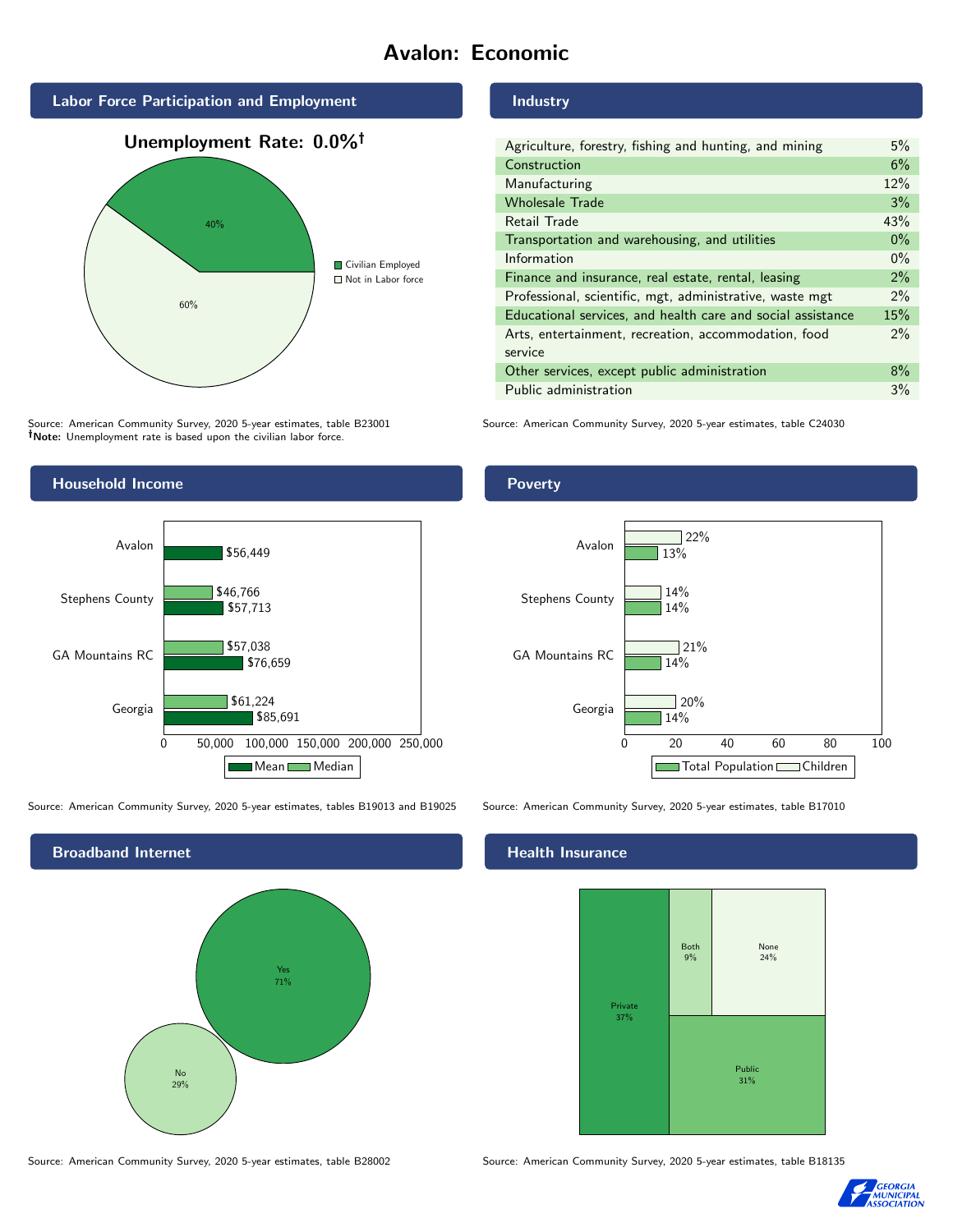# Avalon: Economic

## Labor Force Participation and Employment

**Unemployment Rate: 0.0%†**

| Category | Percent |
|---|---|
| Civilian Employed | 40% |
| Not in Labor force | 60% |

Source: American Community Survey, 2020 5-year estimates, table B23001
**†Note:** Unemployment rate is based upon the civilian labor force.

## Industry

| Industry | Percent |
|---|---|
| Agriculture, forestry, fishing and hunting, and mining | 5% |
| Construction | 6% |
| Manufacturing | 12% |
| Wholesale Trade | 3% |
| Retail Trade | 43% |
| Transportation and warehousing, and utilities | 0% |
| Information | 0% |
| Finance and insurance, real estate, rental, leasing | 2% |
| Professional, scientific, mgt, administrative, waste mgt | 2% |
| Educational services, and health care and social assistance | 15% |
| Arts, entertainment, recreation, accommodation, food service | 2% |
| Other services, except public administration | 8% |
| Public administration | 3% |

Source: American Community Survey, 2020 5-year estimates, table C24030

## Household Income

| | Mean | Median |
|---|---|---|
| Avalon | $56,449 | |
| Stephens County | $57,713 | $46,766 |
| GA Mountains RC | $76,659 | $57,038 |
| Georgia | $85,691 | $61,224 |

Source: American Community Survey, 2020 5-year estimates, tables B19013 and B19025

## Poverty

| | Total Population | Children |
|---|---|---|
| Avalon | 13% | 22% |
| Stephens County | 14% | 14% |
| GA Mountains RC | 14% | 21% |
| Georgia | 14% | 20% |

Source: American Community Survey, 2020 5-year estimates, table B17010

## Broadband Internet

| Response | Percent |
|---|---|
| Yes | 71% |
| No | 29% |

Source: American Community Survey, 2020 5-year estimates, table B28002

## Health Insurance

| Type | Percent |
|---|---|
| Private | 37% |
| Both | 9% |
| None | 24% |
| Public | 31% |

Source: American Community Survey, 2020 5-year estimates, table B18135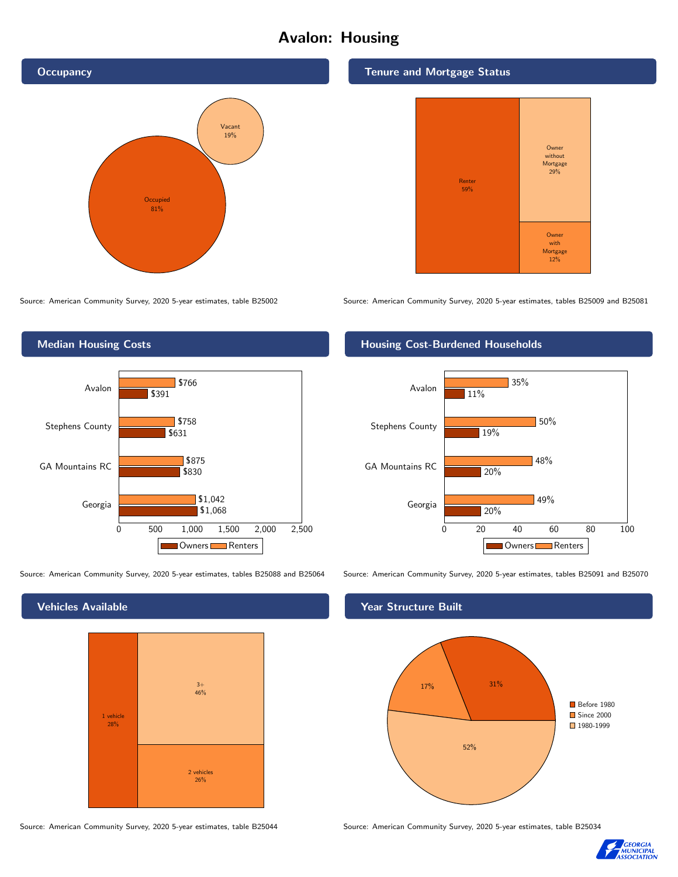# Avalon: Housing

## Occupancy

Vacant
19%

Occupied
81%

Source: American Community Survey, 2020 5-year estimates, table B25002

## Tenure and Mortgage Status

Renter
59%

Owner without Mortgage
29%

Owner with Mortgage
12%

Source: American Community Survey, 2020 5-year estimates, tables B25009 and B25081

## Median Housing Costs

Avalon
$766
$391

Stephens County
$758
$631

GA Mountains RC
$875
$830

Georgia
$1,042
$1,068

0
500
1,000
1,500
2,000
2,500

Owners
Renters

Source: American Community Survey, 2020 5-year estimates, tables B25088 and B25064

## Housing Cost-Burdened Households

Avalon
35%
11%

Stephens County
50%
19%

GA Mountains RC
48%
20%

Georgia
49%
20%

0
20
40
60
80
100

Owners
Renters

Source: American Community Survey, 2020 5-year estimates, tables B25091 and B25070

## Vehicles Available

1 vehicle
28%

3+
46%

2 vehicles
26%

Source: American Community Survey, 2020 5-year estimates, table B25044

## Year Structure Built

31%
17%
52%

Before 1980
Since 2000
1980-1999

Source: American Community Survey, 2020 5-year estimates, table B25034